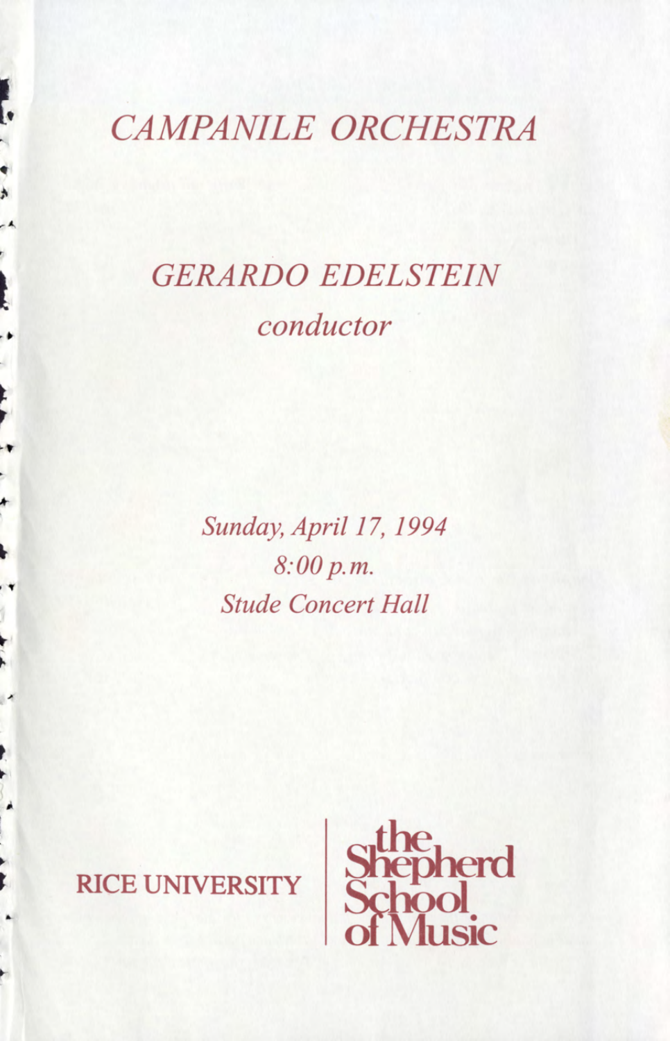# *CAMPANILE ORCHESTRA*

## *GERARDO EDELSTEIN*

*conductor*

*Sunday, April 17, 1994*
*8:00 p.m.*
*Stude Concert Hall*

RICE UNIVERSITY | the Shepherd School of Music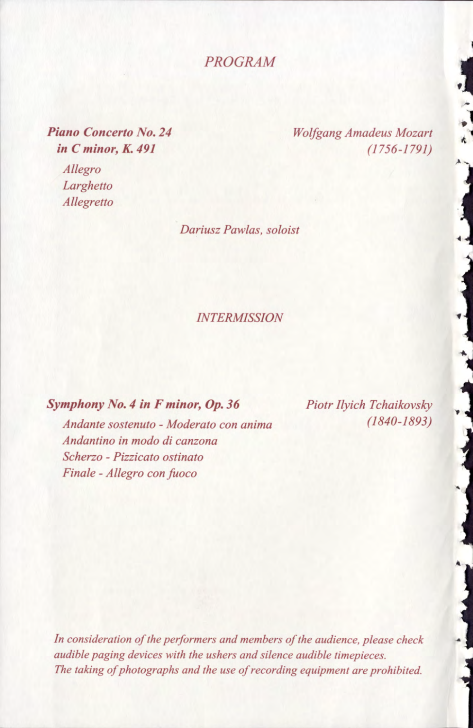## *PROGRAM*

***Piano Concerto No. 24 in C minor, K. 491*** — *Wolfgang Amadeus Mozart (1756-1791)*

*Allegro*
*Larghetto*
*Allegretto*

*Dariusz Pawlas, soloist*

*INTERMISSION*

***Symphony No. 4 in F minor, Op. 36*** — *Piotr Ilyich Tchaikovsky (1840-1893)*

*Andante sostenuto - Moderato con anima*
*Andantino in modo di canzona*
*Scherzo - Pizzicato ostinato*
*Finale - Allegro con fuoco*

*In consideration of the performers and members of the audience, please check audible paging devices with the ushers and silence audible timepieces. The taking of photographs and the use of recording equipment are prohibited.*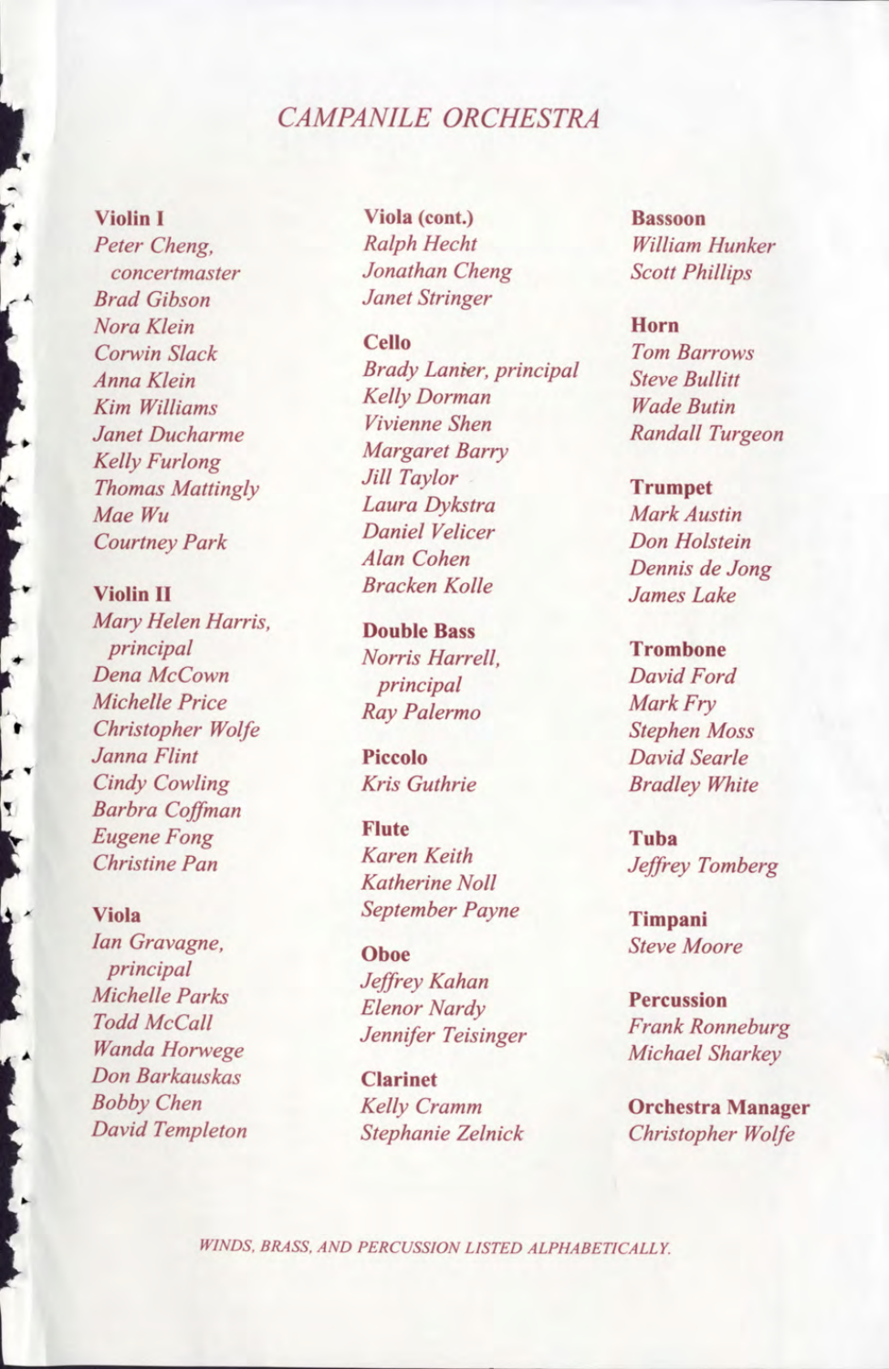# *CAMPANILE ORCHESTRA*

**Violin I**
*Peter Cheng, concertmaster*
*Brad Gibson*
*Nora Klein*
*Corwin Slack*
*Anna Klein*
*Kim Williams*
*Janet Ducharme*
*Kelly Furlong*
*Thomas Mattingly*
*Mae Wu*
*Courtney Park*

**Violin II**
*Mary Helen Harris, principal*
*Dena McCown*
*Michelle Price*
*Christopher Wolfe*
*Janna Flint*
*Cindy Cowling*
*Barbra Coffman*
*Eugene Fong*
*Christine Pan*

**Viola**
*Ian Gravagne, principal*
*Michelle Parks*
*Todd McCall*
*Wanda Horwege*
*Don Barkauskas*
*Bobby Chen*
*David Templeton*

**Viola (cont.)**
*Ralph Hecht*
*Jonathan Cheng*
*Janet Stringer*

**Cello**
*Brady Lanier, principal*
*Kelly Dorman*
*Vivienne Shen*
*Margaret Barry*
*Jill Taylor*
*Laura Dykstra*
*Daniel Velicer*
*Alan Cohen*
*Bracken Kolle*

**Double Bass**
*Norris Harrell, principal*
*Ray Palermo*

**Piccolo**
*Kris Guthrie*

**Flute**
*Karen Keith*
*Katherine Noll*
*September Payne*

**Oboe**
*Jeffrey Kahan*
*Elenor Nardy*
*Jennifer Teisinger*

**Clarinet**
*Kelly Cramm*
*Stephanie Zelnick*

**Bassoon**
*William Hunker*
*Scott Phillips*

**Horn**
*Tom Barrows*
*Steve Bullitt*
*Wade Butin*
*Randall Turgeon*

**Trumpet**
*Mark Austin*
*Don Holstein*
*Dennis de Jong*
*James Lake*

**Trombone**
*David Ford*
*Mark Fry*
*Stephen Moss*
*David Searle*
*Bradley White*

**Tuba**
*Jeffrey Tomberg*

**Timpani**
*Steve Moore*

**Percussion**
*Frank Ronneburg*
*Michael Sharkey*

**Orchestra Manager**
*Christopher Wolfe*

*WINDS, BRASS, AND PERCUSSION LISTED ALPHABETICALLY.*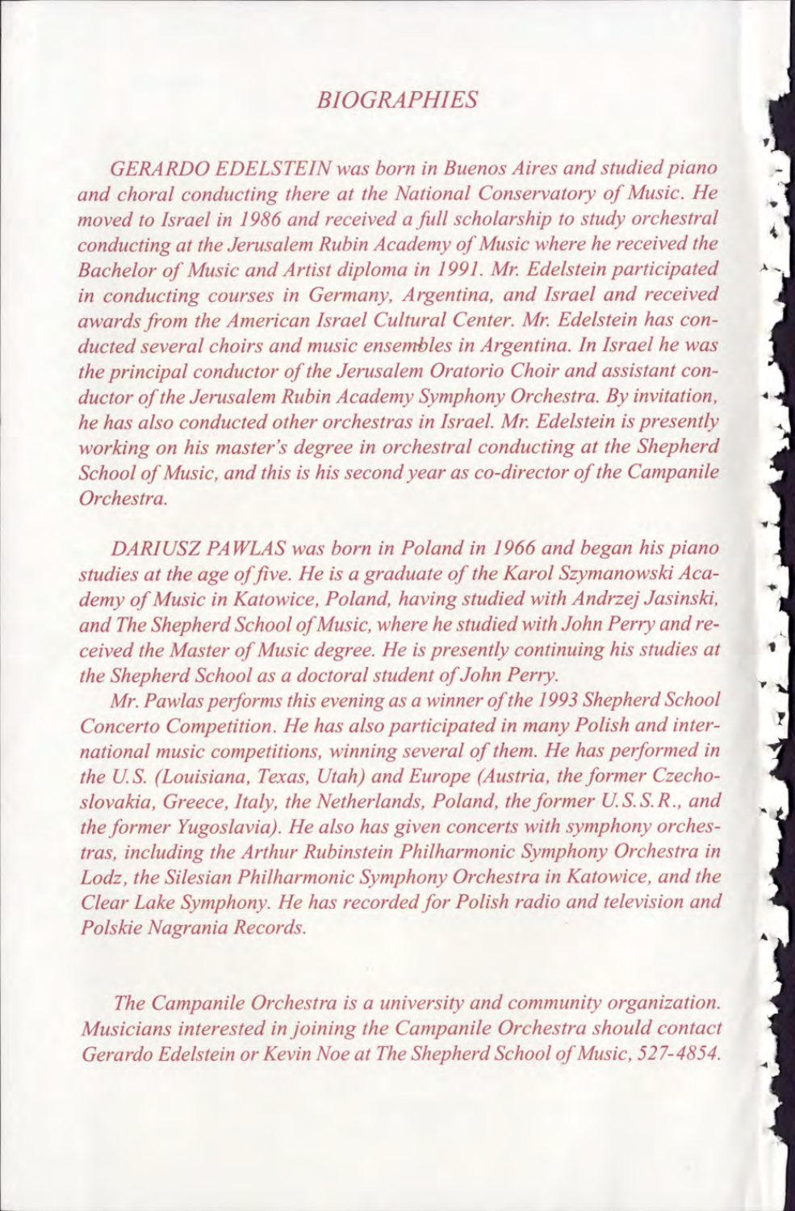# *BIOGRAPHIES*

*GERARDO EDELSTEIN was born in Buenos Aires and studied piano and choral conducting there at the National Conservatory of Music. He moved to Israel in 1986 and received a full scholarship to study orchestral conducting at the Jerusalem Rubin Academy of Music where he received the Bachelor of Music and Artist diploma in 1991. Mr. Edelstein participated in conducting courses in Germany, Argentina, and Israel and received awards from the American Israel Cultural Center. Mr. Edelstein has conducted several choirs and music ensembles in Argentina. In Israel he was the principal conductor of the Jerusalem Oratorio Choir and assistant conductor of the Jerusalem Rubin Academy Symphony Orchestra. By invitation, he has also conducted other orchestras in Israel. Mr. Edelstein is presently working on his master's degree in orchestral conducting at the Shepherd School of Music, and this is his second year as co-director of the Campanile Orchestra.*

*DARIUSZ PAWLAS was born in Poland in 1966 and began his piano studies at the age of five. He is a graduate of the Karol Szymanowski Academy of Music in Katowice, Poland, having studied with Andrzej Jasinski, and The Shepherd School of Music, where he studied with John Perry and received the Master of Music degree. He is presently continuing his studies at the Shepherd School as a doctoral student of John Perry.*

*Mr. Pawlas performs this evening as a winner of the 1993 Shepherd School Concerto Competition. He has also participated in many Polish and international music competitions, winning several of them. He has performed in the U.S. (Louisiana, Texas, Utah) and Europe (Austria, the former Czechoslovakia, Greece, Italy, the Netherlands, Poland, the former U.S.S.R., and the former Yugoslavia). He also has given concerts with symphony orchestras, including the Arthur Rubinstein Philharmonic Symphony Orchestra in Lodz, the Silesian Philharmonic Symphony Orchestra in Katowice, and the Clear Lake Symphony. He has recorded for Polish radio and television and Polskie Nagrania Records.*

*The Campanile Orchestra is a university and community organization. Musicians interested in joining the Campanile Orchestra should contact Gerardo Edelstein or Kevin Noe at The Shepherd School of Music, 527-4854.*